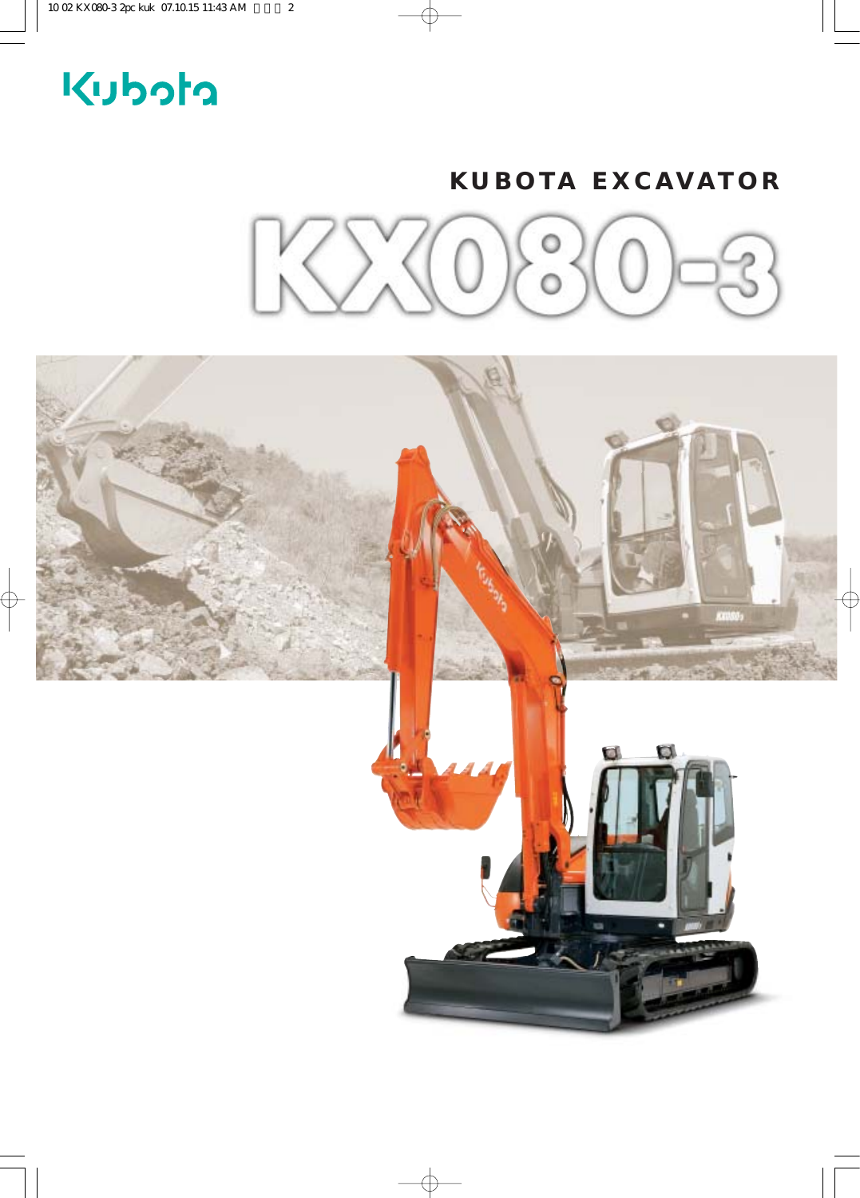Kubota

## KUBOTA EXCAVATOR

# KX080-3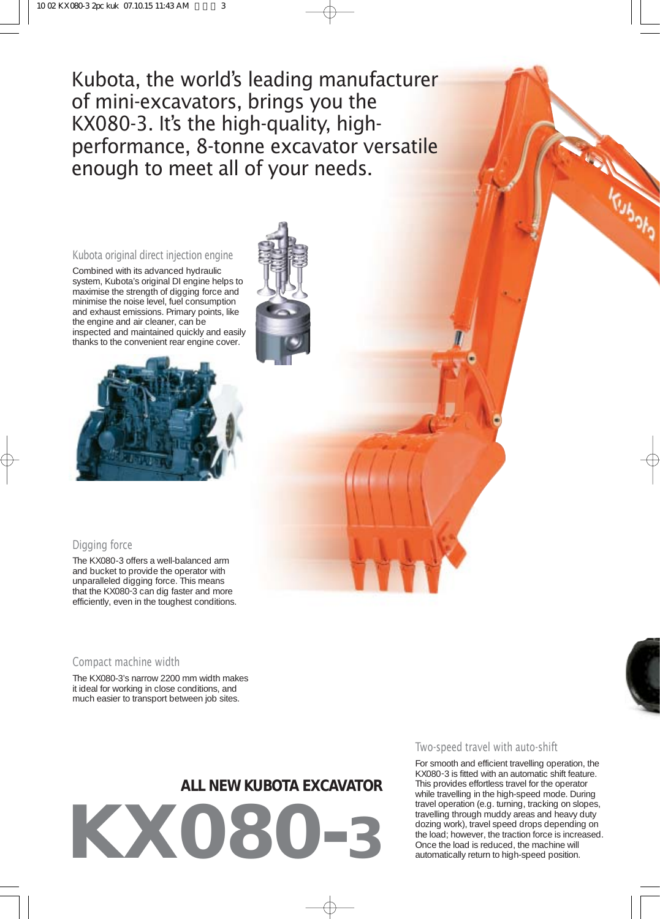Kubota, the world's leading manufacturer of mini-excavators, brings you the KX080-3. It's the high-quality, high-performance, 8-tonne excavator versatile enough to meet all of your needs.

## Kubota original direct injection engine

Combined with its advanced hydraulic system, Kubota's original DI engine helps to maximise the strength of digging force and minimise the noise level, fuel consumption and exhaust emissions. Primary points, like the engine and air cleaner, can be inspected and maintained quickly and easily thanks to the convenient rear engine cover.

## Digging force

The KX080-3 offers a well-balanced arm and bucket to provide the operator with unparalleled digging force. This means that the KX080-3 can dig faster and more efficiently, even in the toughest conditions.

## Compact machine width

The KX080-3's narrow 2200 mm width makes it ideal for working in close conditions, and much easier to transport between job sites.

## Two-speed travel with auto-shift

For smooth and efficient travelling operation, the KX080-3 is fitted with an automatic shift feature. This provides effortless travel for the operator while travelling in the high-speed mode. During travel operation (e.g. turning, tracking on slopes, travelling through muddy areas and heavy duty dozing work), travel speed drops depending on the load; however, the traction force is increased. Once the load is reduced, the machine will automatically return to high-speed position.

**ALL NEW KUBOTA EXCAVATOR**

# KX080-3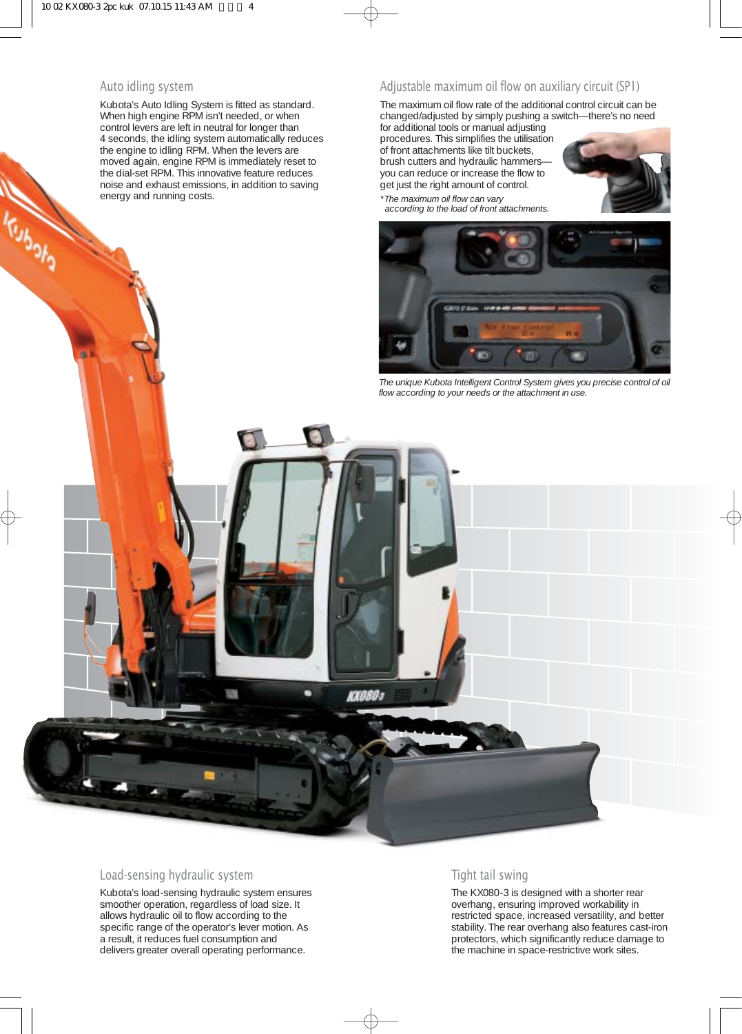## Auto idling system

Kubota's Auto Idling System is fitted as standard. When high engine RPM isn't needed, or when control levers are left in neutral for longer than 4 seconds, the idling system automatically reduces the engine to idling RPM. When the levers are moved again, engine RPM is immediately reset to the dial-set RPM. This innovative feature reduces noise and exhaust emissions, in addition to saving energy and running costs.

## Adjustable maximum oil flow on auxiliary circuit (SP1)

The maximum oil flow rate of the additional control circuit can be changed/adjusted by simply pushing a switch—there's no need for additional tools or manual adjusting procedures. This simplifies the utilisation of front attachments like tilt buckets, brush cutters and hydraulic hammers—you can reduce or increase the flow to get just the right amount of control.

*\*The maximum oil flow can vary according to the load of front attachments.*

*The unique Kubota Intelligent Control System gives you precise control of oil flow according to your needs or the attachment in use.*

## Load-sensing hydraulic system

Kubota's load-sensing hydraulic system ensures smoother operation, regardless of load size. It allows hydraulic oil to flow according to the specific range of the operator's lever motion. As a result, it reduces fuel consumption and delivers greater overall operating performance.

## Tight tail swing

The KX080-3 is designed with a shorter rear overhang, ensuring improved workability in restricted space, increased versatility, and better stability. The rear overhang also features cast-iron protectors, which significantly reduce damage to the machine in space-restrictive work sites.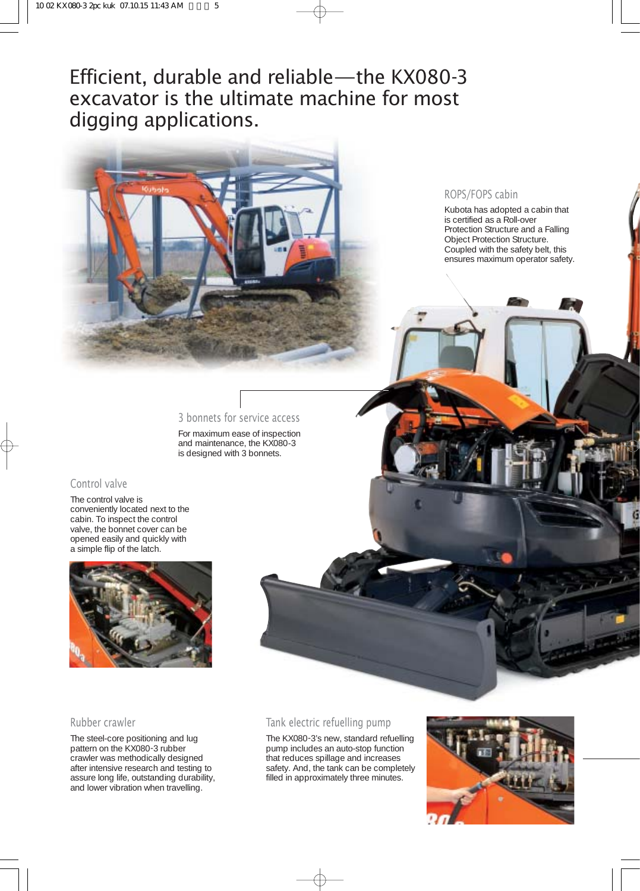# Efficient, durable and reliable—the KX080-3 excavator is the ultimate machine for most digging applications.

## ROPS/FOPS cabin

Kubota has adopted a cabin that is certified as a Roll-over Protection Structure and a Falling Object Protection Structure. Coupled with the safety belt, this ensures maximum operator safety.

## 3 bonnets for service access

For maximum ease of inspection and maintenance, the KX080-3 is designed with 3 bonnets.

## Control valve

The control valve is conveniently located next to the cabin. To inspect the control valve, the bonnet cover can be opened easily and quickly with a simple flip of the latch.

## Rubber crawler

The steel-core positioning and lug pattern on the KX080-3 rubber crawler was methodically designed after intensive research and testing to assure long life, outstanding durability, and lower vibration when travelling.

## Tank electric refuelling pump

The KX080-3's new, standard refuelling pump includes an auto-stop function that reduces spillage and increases safety. And, the tank can be completely filled in approximately three minutes.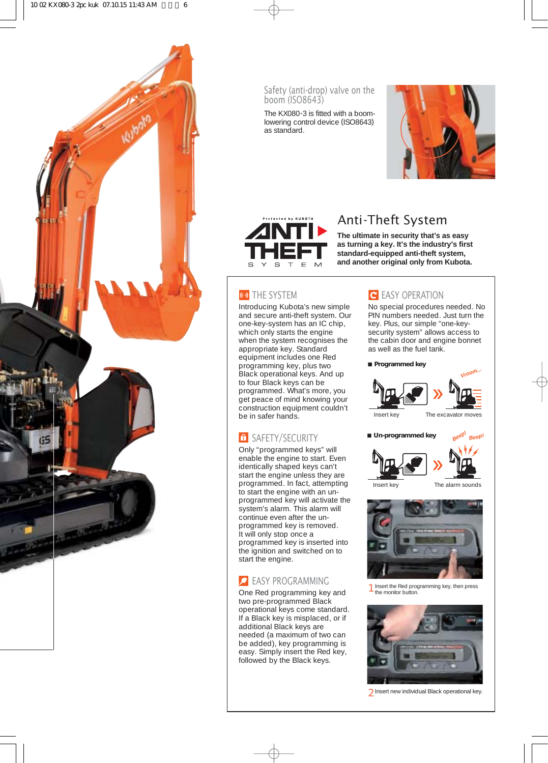## Safety (anti-drop) valve on the boom (ISO8643)

The KX080-3 is fitted with a boom-lowering control device (ISO8643) as standard.

Protected by KUBOTA
**ANTI THEFT SYSTEM**

## Anti-Theft System

**The ultimate in security that's as easy as turning a key. It's the industry's first standard-equipped anti-theft system, and another original only from Kubota.**

### THE SYSTEM

Introducing Kubota's new simple and secure anti-theft system. Our one-key-system has an IC chip, which only starts the engine when the system recognises the appropriate key. Standard equipment includes one Red programming key, plus two Black operational keys. And up to four Black keys can be programmed. What's more, you get peace of mind knowing your construction equipment couldn't be in safer hands.

### SAFETY/SECURITY

Only "programmed keys" will enable the engine to start. Even identically shaped keys can't start the engine unless they are programmed. In fact, attempting to start the engine with an un-programmed key will activate the system's alarm. This alarm will continue even after the un-programmed key is removed. It will only stop once a programmed key is inserted into the ignition and switched on to start the engine.

### EASY PROGRAMMING

One Red programming key and two pre-programmed Black operational keys come standard. If a Black key is misplaced, or if additional Black keys are needed (a maximum of two can be added), key programming is easy. Simply insert the Red key, followed by the Black keys.

### EASY OPERATION

No special procedures needed. No PIN numbers needed. Just turn the key. Plus, our simple "one-key-security system" allows access to the cabin door and engine bonnet as well as the fuel tank.

■ **Programmed key**

Insert key » The excavator moves (Vroom...)

■ **Un-programmed key**

Insert key » The alarm sounds (Beep! Beep!)

1 Insert the Red programming key, then press the monitor button.

2 Insert new individual Black operational key.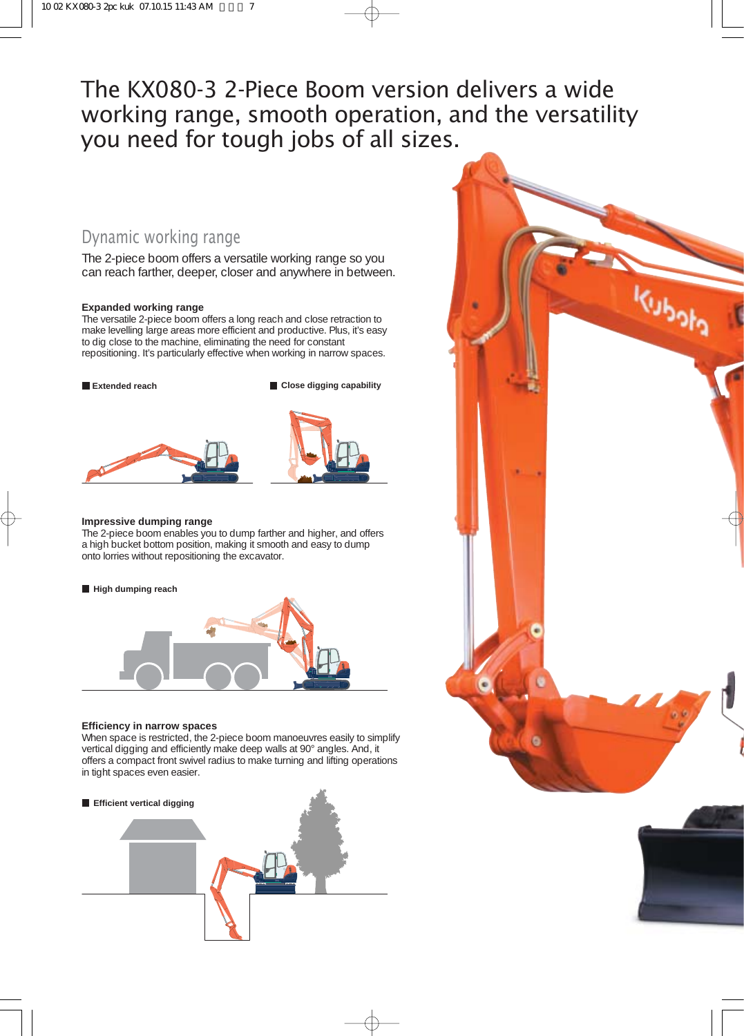# The KX080-3 2-Piece Boom version delivers a wide working range, smooth operation, and the versatility you need for tough jobs of all sizes.

## Dynamic working range

The 2-piece boom offers a versatile working range so you can reach farther, deeper, closer and anywhere in between.

**Expanded working range**

The versatile 2-piece boom offers a long reach and close retraction to make levelling large areas more efficient and productive. Plus, it's easy to dig close to the machine, eliminating the need for constant repositioning. It's particularly effective when working in narrow spaces.

■ **Extended reach**

■ **Close digging capability**

**Impressive dumping range**

The 2-piece boom enables you to dump farther and higher, and offers a high bucket bottom position, making it smooth and easy to dump onto lorries without repositioning the excavator.

■ **High dumping reach**

**Efficiency in narrow spaces**

When space is restricted, the 2-piece boom manoeuvres easily to simplify vertical digging and efficiently make deep walls at 90° angles. And, it offers a compact front swivel radius to make turning and lifting operations in tight spaces even easier.

■ **Efficient vertical digging**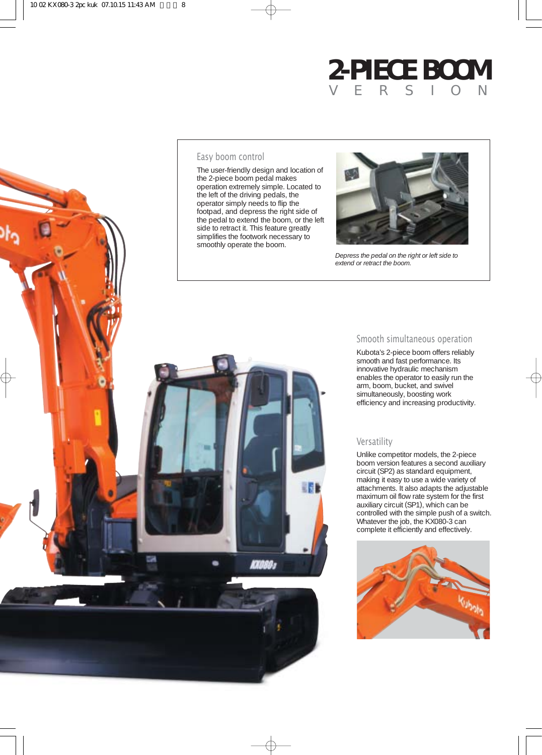# 2-PIECE BOOM
## VERSION

### Easy boom control

The user-friendly design and location of the 2-piece boom pedal makes operation extremely simple. Located to the left of the driving pedals, the operator simply needs to flip the footpad, and depress the right side of the pedal to extend the boom, or the left side to retract it. This feature greatly simplifies the footwork necessary to smoothly operate the boom.

*Depress the pedal on the right or left side to extend or retract the boom.*

### Smooth simultaneous operation

Kubota's 2-piece boom offers reliably smooth and fast performance. Its innovative hydraulic mechanism enables the operator to easily run the arm, boom, bucket, and swivel simultaneously, boosting work efficiency and increasing productivity.

### Versatility

Unlike competitor models, the 2-piece boom version features a second auxiliary circuit (SP2) as standard equipment, making it easy to use a wide variety of attachments. It also adapts the adjustable maximum oil flow rate system for the first auxiliary circuit (SP1), which can be controlled with the simple push of a switch. Whatever the job, the KX080-3 can complete it efficiently and effectively.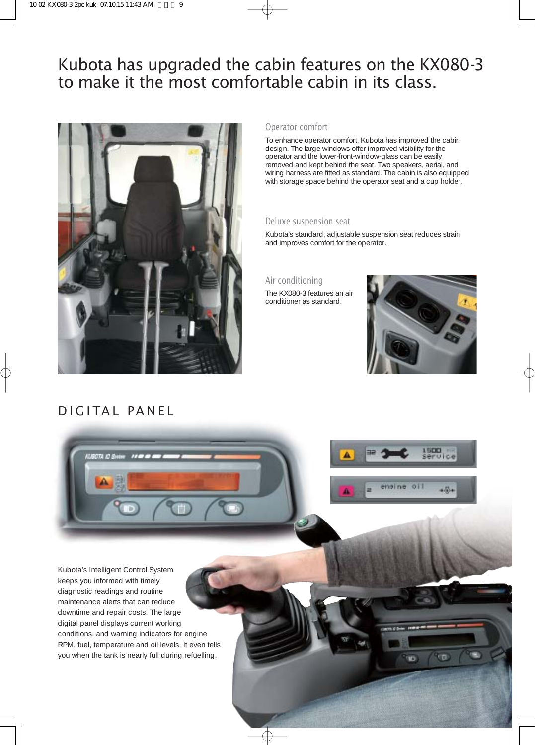# Kubota has upgraded the cabin features on the KX080-3 to make it the most comfortable cabin in its class.

### Operator comfort

To enhance operator comfort, Kubota has improved the cabin design. The large windows offer improved visibility for the operator and the lower-front-window-glass can be easily removed and kept behind the seat. Two speakers, aerial, and wiring harness are fitted as standard. The cabin is also equipped with storage space behind the operator seat and a cup holder.

### Deluxe suspension seat

Kubota's standard, adjustable suspension seat reduces strain and improves comfort for the operator.

### Air conditioning

The KX080-3 features an air conditioner as standard.

## DIGITAL PANEL

Kubota's Intelligent Control System keeps you informed with timely diagnostic readings and routine maintenance alerts that can reduce downtime and repair costs. The large digital panel displays current working conditions, and warning indicators for engine RPM, fuel, temperature and oil levels. It even tells you when the tank is nearly full during refuelling.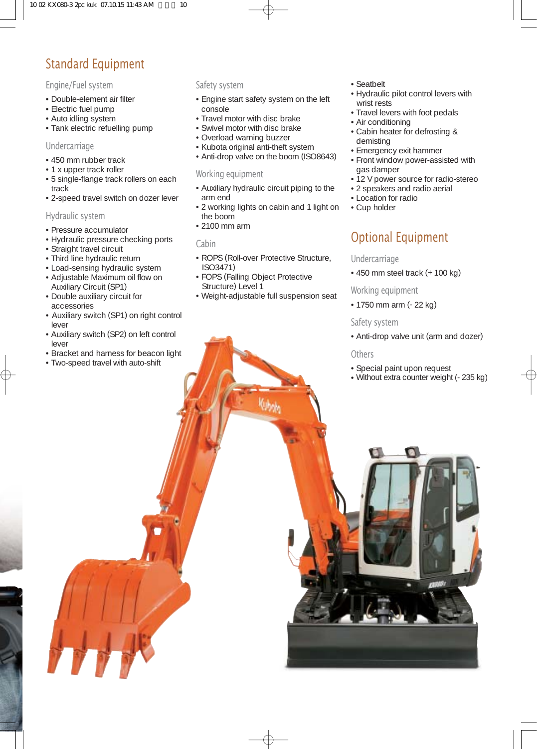# Standard Equipment

## Engine/Fuel system

- Double-element air filter
- Electric fuel pump
- Auto idling system
- Tank electric refuelling pump

## Undercarriage

- 450 mm rubber track
- 1 x upper track roller
- 5 single-flange track rollers on each track
- 2-speed travel switch on dozer lever

## Hydraulic system

- Pressure accumulator
- Hydraulic pressure checking ports
- Straight travel circuit
- Third line hydraulic return
- Load-sensing hydraulic system
- Adjustable Maximum oil flow on Auxiliary Circuit (SP1)
- Double auxiliary circuit for accessories
- Auxiliary switch (SP1) on right control lever
- Auxiliary switch (SP2) on left control lever
- Bracket and harness for beacon light
- Two-speed travel with auto-shift

## Safety system

- Engine start safety system on the left console
- Travel motor with disc brake
- Swivel motor with disc brake
- Overload warning buzzer
- Kubota original anti-theft system
- Anti-drop valve on the boom (ISO8643)

## Working equipment

- Auxiliary hydraulic circuit piping to the arm end
- 2 working lights on cabin and 1 light on the boom
- 2100 mm arm

## Cabin

- ROPS (Roll-over Protective Structure, ISO3471)
- FOPS (Falling Object Protective Structure) Level 1
- Weight-adjustable full suspension seat
- Seatbelt
- Hydraulic pilot control levers with wrist rests
- Travel levers with foot pedals
- Air conditioning
- Cabin heater for defrosting & demisting
- Emergency exit hammer
- Front window power-assisted with gas damper
- 12 V power source for radio-stereo
- 2 speakers and radio aerial
- Location for radio
- Cup holder

# Optional Equipment

## Undercarriage

- 450 mm steel track (+ 100 kg)

## Working equipment

- 1750 mm arm (- 22 kg)

## Safety system

- Anti-drop valve unit (arm and dozer)

## Others

- Special paint upon request
- Without extra counter weight (- 235 kg)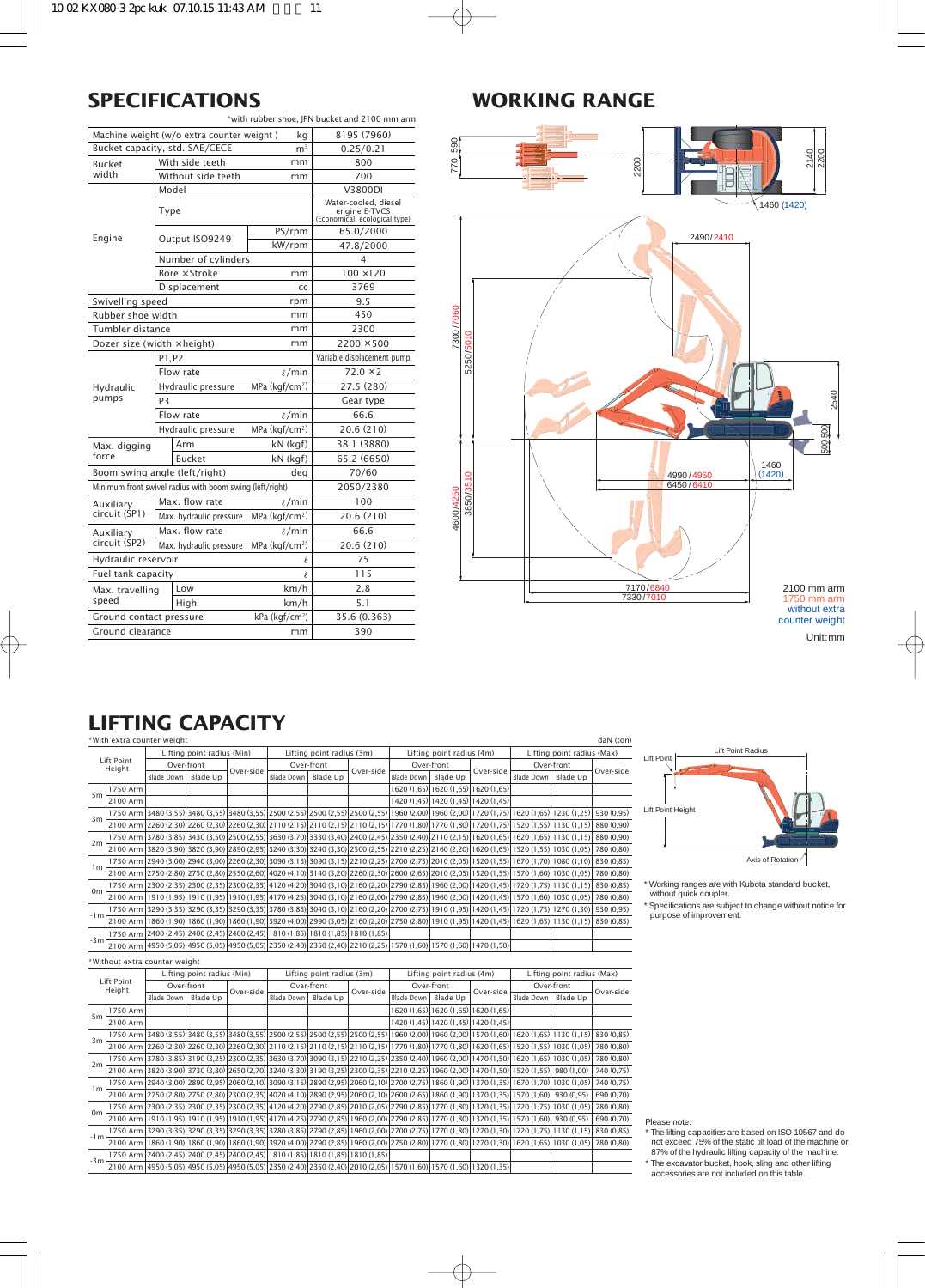# SPECIFICATIONS

*with rubber shoe, JPN bucket and 2100 mm arm

| | | | Unit | |
|---|---|---|---|---|
| Machine weight (w/o extra counter weight) | | | kg | 8195 (7960) |
| Bucket capacity, std. SAE/CECE | | | m³ | 0.25/0.21 |
| Bucket width | With side teeth | | mm | 800 |
| | Without side teeth | | mm | 700 |
| Engine | Model | | | V3800DI |
| | Type | | | Water-cooled, diesel engine E-TVCS (Economical, ecological type) |
| | Output ISO9249 | | PS/rpm | 65.0/2000 |
| | | | kW/rpm | 47.8/2000 |
| | Number of cylinders | | | 4 |
| | Bore ×Stroke | | mm | 100 ×120 |
| | Displacement | | cc | 3769 |
| Swivelling speed | | | rpm | 9.5 |
| Rubber shoe width | | | mm | 450 |
| Tumbler distance | | | mm | 2300 |
| Dozer size (width ×height) | | | mm | 2200 ×500 |
| Hydraulic pumps | P1, P2 | | | Variable displacement pump |
| | | Flow rate | ℓ/min | 72.0 ×2 |
| | | Hydraulic pressure | MPa (kgf/cm²) | 27.5 (280) |
| | P3 | | | Gear type |
| | | Flow rate | ℓ/min | 66.6 |
| | | Hydraulic pressure | MPa (kgf/cm²) | 20.6 (210) |
| Max. digging force | Arm | | kN (kgf) | 38.1 (3880) |
| | Bucket | | kN (kgf) | 65.2 (6650) |
| Boom swing angle (left/right) | | | deg | 70/60 |
| Minimum front swivel radius with boom swing (left/right) | | | | 2050/2380 |
| Auxiliary circuit (SP1) | Max. flow rate | | ℓ/min | 100 |
| | Max. hydraulic pressure | | MPa (kgf/cm²) | 20.6 (210) |
| Auxiliary circuit (SP2) | Max. flow rate | | ℓ/min | 66.6 |
| | Max. hydraulic pressure | | MPa (kgf/cm²) | 20.6 (210) |
| Hydraulic reservoir | | | ℓ | 75 |
| Fuel tank capacity | | | ℓ | 115 |
| Max. travelling speed | Low | | km/h | 2.8 |
| | High | | km/h | 5.1 |
| Ground contact pressure | | | kPa (kgf/cm²) | 35.6 (0.363) |
| Ground clearance | | | mm | 390 |

# WORKING RANGE

770, 590, 2200, 2140, 2200, 1460 (1420), 2490/2410, 7300/7060, 5250/5030, 2540, 500, 500, 1460 (1420), 4990/4950, 6450/6410, 4600/4250, 3850/3510, 7170/6840, 7330/7010

2100 mm arm
1750 mm arm
without extra counter weight

Unit:mm

# LIFTING CAPACITY

*With extra counter weight

daN (ton)

| Lift Point Height | | Min: Over-front Blade Down | Min: Over-front Blade Up | Min: Over-side | 3m: Over-front Blade Down | 3m: Over-front Blade Up | 3m: Over-side | 4m: Over-front Blade Down | 4m: Over-front Blade Up | 4m: Over-side | Max: Over-front Blade Down | Max: Over-front Blade Up | Max: Over-side |
|---|---|---|---|---|---|---|---|---|---|---|---|---|---|
| 5m | 1750 Arm | | | | | | | 1620 (1,65) | 1620 (1,65) | 1620 (1,65) | | | |
| | 2100 Arm | | | | | | | 1420 (1,45) | 1420 (1,45) | 1420 (1,45) | | | |
| 3m | 1750 Arm | 3480 (3,55) | 3480 (3,55) | 3480 (3,55) | 2500 (2,55) | 2500 (2,55) | 2500 (2,55) | 1960 (2,00) | 1960 (2,00) | 1720 (1,75) | 1620 (1,65) | 1230 (1,25) | 930 (0,95) |
| | 2100 Arm | 2260 (2,30) | 2260 (2,30) | 2260 (2,30) | 2110 (2,15) | 2110 (2,15) | 2110 (2,15) | 1770 (1,80) | 1770 (1,80) | 1720 (1,75) | 1520 (1,55) | 1130 (1,15) | 880 (0,90) |
| 2m | 1750 Arm | 3780 (3,85) | 3430 (3,50) | 2500 (2,55) | 3630 (3,70) | 3330 (3,40) | 2400 (2,45) | 2350 (2,40) | 2110 (2,15) | 1620 (1,65) | 1620 (1,65) | 1130 (1,15) | 880 (0,90) |
| | 2100 Arm | 3820 (3,90) | 3820 (3,90) | 2890 (2,95) | 3240 (3,30) | 3240 (3,30) | 2500 (2,55) | 2210 (2,25) | 2160 (2,20) | 1620 (1,65) | 1520 (1,55) | 1030 (1,05) | 780 (0,80) |
| 1m | 1750 Arm | 2940 (3,00) | 2940 (3,00) | 2260 (2,30) | 3090 (3,15) | 3090 (3,15) | 2210 (2,25) | 2700 (2,75) | 2010 (2,05) | 1520 (1,55) | 1670 (1,70) | 1080 (1,10) | 830 (0,85) |
| | 2100 Arm | 2750 (2,80) | 2750 (2,80) | 2550 (2,60) | 4020 (4,10) | 3140 (3,20) | 2260 (2,30) | 2600 (2,65) | 2010 (2,05) | 1520 (1,55) | 1570 (1,60) | 1030 (1,05) | 780 (0,80) |
| 0m | 1750 Arm | 2300 (2,35) | 2300 (2,35) | 2300 (2,35) | 4120 (4,20) | 3040 (3,10) | 2160 (2,20) | 2790 (2,85) | 1960 (2,00) | 1420 (1,45) | 1720 (1,75) | 1130 (1,15) | 830 (0,85) |
| | 2100 Arm | 1910 (1,95) | 1910 (1,95) | 1910 (1,95) | 4170 (4,25) | 3040 (3,10) | 2160 (2,00) | 2790 (2,85) | 1960 (2,00) | 1420 (1,45) | 1570 (1,60) | 1030 (1,05) | 780 (0,80) |
| -1m | 1750 Arm | 3290 (3,35) | 3290 (3,35) | 3290 (3,35) | 3780 (3,85) | 3040 (3,10) | 2160 (2,20) | 2700 (2,75) | 1910 (1,95) | 1420 (1,45) | 1720 (1,75) | 1270 (1,30) | 930 (0,95) |
| | 2100 Arm | 1860 (1,90) | 1860 (1,90) | 1860 (1,90) | 3920 (4,00) | 2990 (3,05) | 2160 (2,20) | 2750 (2,80) | 1910 (1,95) | 1420 (1,45) | 1620 (1,65) | 1130 (1,15) | 830 (0,85) |
| -3m | 1750 Arm | 2400 (2,45) | 2400 (2,45) | 2400 (2,45) | 1810 (1,85) | 1810 (1,85) | 1810 (1,85) | | | | | | |
| | 2100 Arm | 4950 (5,05) | 4950 (5,05) | 4950 (5,05) | 2350 (2,40) | 2350 (2,40) | 2210 (2,25) | 1570 (1,60) | 1570 (1,60) | 1470 (1,50) | | | |

*Without extra counter weight

| Lift Point Height | | Min: Over-front Blade Down | Min: Over-front Blade Up | Min: Over-side | 3m: Over-front Blade Down | 3m: Over-front Blade Up | 3m: Over-side | 4m: Over-front Blade Down | 4m: Over-front Blade Up | 4m: Over-side | Max: Over-front Blade Down | Max: Over-front Blade Up | Max: Over-side |
|---|---|---|---|---|---|---|---|---|---|---|---|---|---|
| 5m | 1750 Arm | | | | | | | 1620 (1,65) | 1620 (1,65) | 1620 (1,65) | | | |
| | 2100 Arm | | | | | | | 1420 (1,45) | 1420 (1,45) | 1420 (1,45) | | | |
| 3m | 1750 Arm | 3480 (3,55) | 3480 (3,55) | 3480 (3,55) | 2500 (2,55) | 2500 (2,55) | 2500 (2,55) | 1960 (2,00) | 1960 (2,00) | 1570 (1,60) | 1620 (1,65) | 1130 (1,15) | 830 (0,85) |
| | 2100 Arm | 2260 (2,30) | 2260 (2,30) | 2260 (2,30) | 2110 (2,15) | 2110 (2,15) | 2110 (2,15) | 1770 (1,80) | 1770 (1,80) | 1620 (1,65) | 1520 (1,55) | 1030 (1,05) | 780 (0,80) |
| 2m | 1750 Arm | 3780 (3,85) | 3190 (3,25) | 2300 (2,35) | 3630 (3,70) | 3090 (3,15) | 2210 (2,25) | 2350 (2,40) | 1960 (2,00) | 1470 (1,50) | 1620 (1,65) | 1030 (1,05) | 780 (0,80) |
| | 2100 Arm | 3820 (3,90) | 3730 (3,80) | 2650 (2,70) | 3240 (3,30) | 3190 (3,25) | 2300 (2,35) | 2210 (2,25) | 1960 (2,00) | 1470 (1,50) | 1520 (1,55) | 980 (1,00) | 740 (0,75) |
| 1m | 1750 Arm | 2940 (3,00) | 2890 (2,95) | 2060 (2,10) | 3090 (3,15) | 2890 (2,95) | 2060 (2,10) | 2700 (2,75) | 1860 (1,90) | 1370 (1,35) | 1670 (1,70) | 1030 (1,05) | 740 (0,75) |
| | 2100 Arm | 2750 (2,80) | 2750 (2,80) | 2300 (2,35) | 4020 (4,10) | 2890 (2,95) | 2060 (2,10) | 2600 (2,65) | 1860 (1,90) | 1370 (1,35) | 1570 (1,60) | 930 (0,95) | 690 (0,70) |
| 0m | 1750 Arm | 2300 (2,35) | 2300 (2,35) | 2300 (2,35) | 4120 (4,20) | 2790 (2,85) | 2010 (2,05) | 2790 (2,85) | 1770 (1,80) | 1320 (1,35) | 1720 (1,75) | 1030 (1,05) | 780 (0,80) |
| | 2100 Arm | 1910 (1,95) | 1910 (1,95) | 1910 (1,95) | 4170 (4,25) | 2790 (2,85) | 1960 (2,00) | 2790 (2,85) | 1770 (1,80) | 1320 (1,35) | 1570 (1,60) | 930 (0,95) | 690 (0,70) |
| -1m | 1750 Arm | 3290 (3,35) | 3290 (3,35) | 3290 (3,35) | 3780 (3,85) | 2790 (2,85) | 1960 (2,00) | 2700 (2,75) | 1770 (1,80) | 1270 (1,30) | 1720 (1,75) | 1130 (1,15) | 830 (0,85) |
| | 2100 Arm | 1860 (1,90) | 1860 (1,90) | 1860 (1,90) | 3920 (4,00) | 2790 (2,85) | 1960 (2,00) | 2750 (2,80) | 1770 (1,80) | 1270 (1,30) | 1620 (1,65) | 1030 (1,05) | 780 (0,80) |
| -3m | 1750 Arm | 2400 (2,45) | 2400 (2,45) | 2400 (2,45) | 1810 (1,85) | 1810 (1,85) | 1810 (1,85) | | | | | | |
| | 2100 Arm | 4950 (5,05) | 4950 (5,05) | 4950 (5,05) | 2350 (2,40) | 2350 (2,40) | 2010 (2,05) | 1570 (1,60) | 1570 (1,60) | 1320 (1,35) | | | |

Lift Point, Lift Point Radius, Lift Point Height, Axis of Rotation

* Working ranges are with Kubota standard bucket, without quick coupler.
* Specifications are subject to change without notice for purpose of improvement.

Please note:
* The lifting capacities are based on ISO 10567 and do not exceed 75% of the static tilt load of the machine or 87% of the hydraulic lifting capacity of the machine.
* The excavator bucket, hook, sling and other lifting accessories are not included on this table.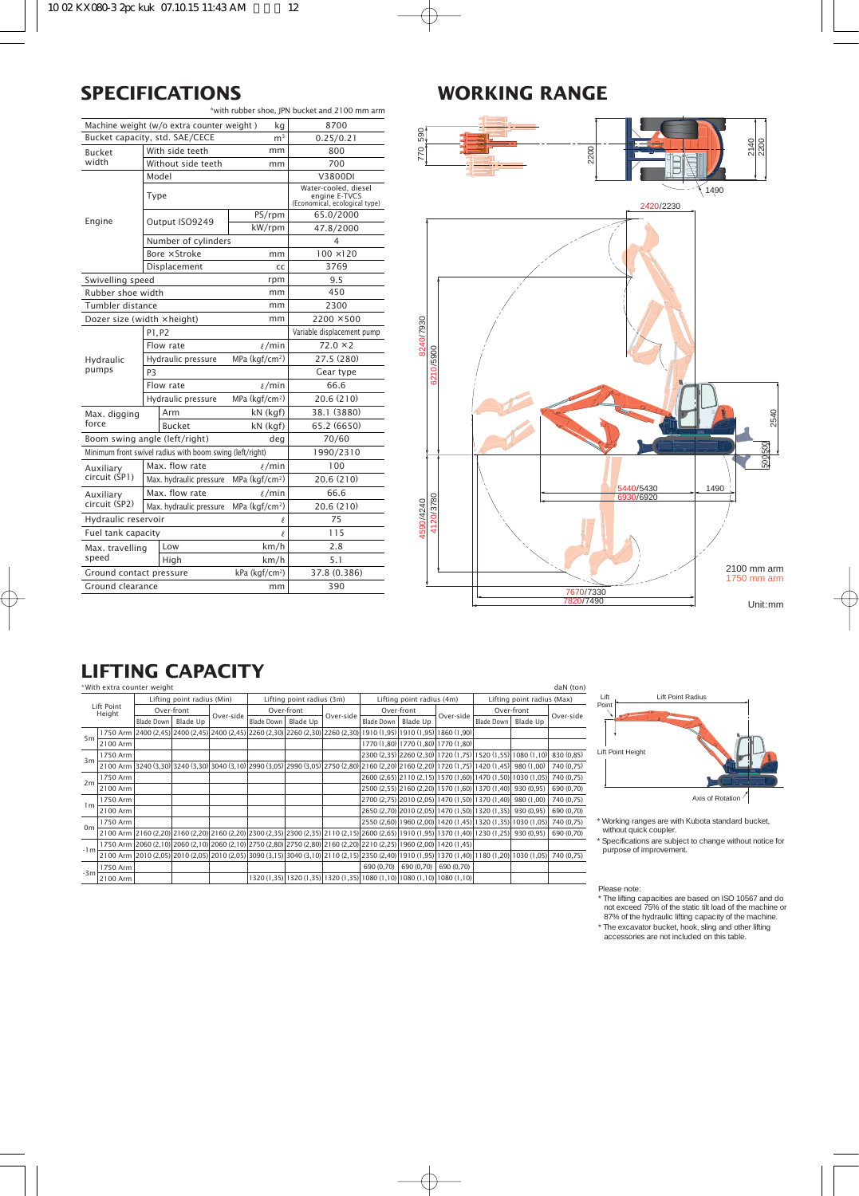## SPECIFICATIONS

*with rubber shoe, JPN bucket and 2100 mm arm

| Item | | Unit | Value |
|---|---|---|---|
| Machine weight (w/o extra counter weight) | | kg | 8700 |
| Bucket capacity, std. SAE/CECE | | m³ | 0.25/0.21 |
| Bucket width | With side teeth | mm | 800 |
| | Without side teeth | mm | 700 |
| Engine | Model | | V3800DI |
| | Type | | Water-cooled, diesel engine E-TVCS (Economical, ecological type) |
| | Output ISO9249 | PS/rpm | 65.0/2000 |
| | | kW/rpm | 47.8/2000 |
| | Number of cylinders | | 4 |
| | Bore × Stroke | mm | 100 × 120 |
| | Displacement | cc | 3769 |
| Swivelling speed | | rpm | 9.5 |
| Rubber shoe width | | mm | 450 |
| Tumbler distance | | mm | 2300 |
| Dozer size (width × height) | | mm | 2200 × 500 |
| Hydraulic pumps | P1, P2 | | Variable displacement pump |
| | Flow rate | ℓ/min | 72.0 × 2 |
| | Hydraulic pressure | MPa (kgf/cm²) | 27.5 (280) |
| | P3 | | Gear type |
| | Flow rate | ℓ/min | 66.6 |
| | Hydraulic pressure | MPa (kgf/cm²) | 20.6 (210) |
| Max. digging force | Arm | kN (kgf) | 38.1 (3880) |
| | Bucket | kN (kgf) | 65.2 (6650) |
| Boom swing angle (left/right) | | deg | 70/60 |
| Minimum front swivel radius with boom swing (left/right) | | | 1990/2310 |
| Auxiliary circuit (SP1) | Max. flow rate | ℓ/min | 100 |
| | Max. hydraulic pressure | MPa (kgf/cm²) | 20.6 (210) |
| Auxiliary circuit (SP2) | Max. flow rate | ℓ/min | 66.6 |
| | Max. hydraulic pressure | MPa (kgf/cm²) | 20.6 (210) |
| Hydraulic reservoir | | ℓ | 75 |
| Fuel tank capacity | | ℓ | 115 |
| Max. travelling speed | Low | km/h | 2.8 |
| | High | km/h | 5.1 |
| Ground contact pressure | | kPa (kgf/cm²) | 37.8 (0.386) |
| Ground clearance | | mm | 390 |

## WORKING RANGE

2100 mm arm / 1750 mm arm

Unit:mm

## LIFTING CAPACITY

*With extra counter weight

daN (ton)

| Lift Point Height | | Lifting point radius (Min) | | | Lifting point radius (3m) | | | Lifting point radius (4m) | | | Lifting point radius (Max) | | |
|---|---|---|---|---|---|---|---|---|---|---|---|---|---|
| | | Over-front | | Over-side | Over-front | | Over-side | Over-front | | Over-side | Over-front | | Over-side |
| | | Blade Down | Blade Up | | Blade Down | Blade Up | | Blade Down | Blade Up | | Blade Down | Blade Up | |
| 5m | 1750 Arm | 2400 (2,45) | 2400 (2,45) | 2400 (2,45) | 2260 (2,30) | 2260 (2,30) | 2260 (2,30) | 1910 (1,95) | 1910 (1,95) | 1860 (1,90) | | | |
| | 2100 Arm | | | | | | | 1770 (1,80) | 1770 (1,80) | 1770 (1,80) | | | |
| 3m | 1750 Arm | | | | | | | 2300 (2,35) | 2260 (2,30) | 1720 (1,75) | 1520 (1,55) | 1080 (1,10) | 830 (0,85) |
| | 2100 Arm | 3240 (3,30) | 3240 (3,30) | 3040 (3,10) | 2990 (3,05) | 2990 (3,05) | 2750 (2,80) | 2160 (2,20) | 2160 (2,20) | 1720 (1,75) | 1420 (1,45) | 980 (1,00) | 740 (0,75) |
| 2m | 1750 Arm | | | | | | | 2600 (2,65) | 2110 (2,15) | 1570 (1,60) | 1470 (1,50) | 1030 (1,05) | 740 (0,75) |
| | 2100 Arm | | | | | | | 2500 (2,55) | 2160 (2,20) | 1570 (1,60) | 1370 (1,40) | 930 (0,95) | 690 (0,70) |
| 1m | 1750 Arm | | | | | | | 2700 (2,75) | 2010 (2,05) | 1470 (1,50) | 1370 (1,40) | 980 (1,00) | 740 (0,75) |
| | 2100 Arm | | | | | | | 2650 (2,70) | 2010 (2,05) | 1470 (1,50) | 1320 (1,35) | 930 (0,95) | 690 (0,70) |
| 0m | 1750 Arm | | | | | | | 2550 (2,60) | 1960 (2,00) | 1420 (1,45) | 1320 (1,35) | 1030 (1,05) | 740 (0,75) |
| | 2100 Arm | 2160 (2,20) | 2160 (2,20) | 2160 (2,20) | 2300 (2,35) | 2300 (2,35) | 2110 (2,15) | 2600 (2,65) | 1910 (1,95) | 1370 (1,40) | 1230 (1,25) | 930 (0,95) | 690 (0,70) |
| -1m | 1750 Arm | 2060 (2,10) | 2060 (2,10) | 2060 (2,10) | 2750 (2,80) | 2750 (2,80) | 2160 (2,20) | 2210 (2,25) | 1960 (2,00) | 1420 (1,45) | | | |
| | 2100 Arm | 2010 (2,05) | 2010 (2,05) | 2010 (2,05) | 3090 (3,15) | 3040 (3,10) | 2110 (2,15) | 2350 (2,40) | 1910 (1,95) | 1370 (1,40) | 1180 (1,20) | 1030 (1,05) | 740 (0,75) |
| -3m | 1750 Arm | | | | | | | 690 (0,70) | 690 (0,70) | 690 (0,70) | | | |
| | 2100 Arm | | | | 1320 (1,35) | 1320 (1,35) | 1320 (1,35) | 1080 (1,10) | 1080 (1,10) | 1080 (1,10) | | | |

Lift Point / Lift Point Radius / Lift Point Height / Axis of Rotation

* Working ranges are with Kubota standard bucket, without quick coupler.
* Specifications are subject to change without notice for purpose of improvement.

Please note:
* The lifting capacities are based on ISO 10567 and do not exceed 75% of the static tilt load of the machine or 87% of the hydraulic lifting capacity of the machine.
* The excavator bucket, hook, sling and other lifting accessories are not included on this table.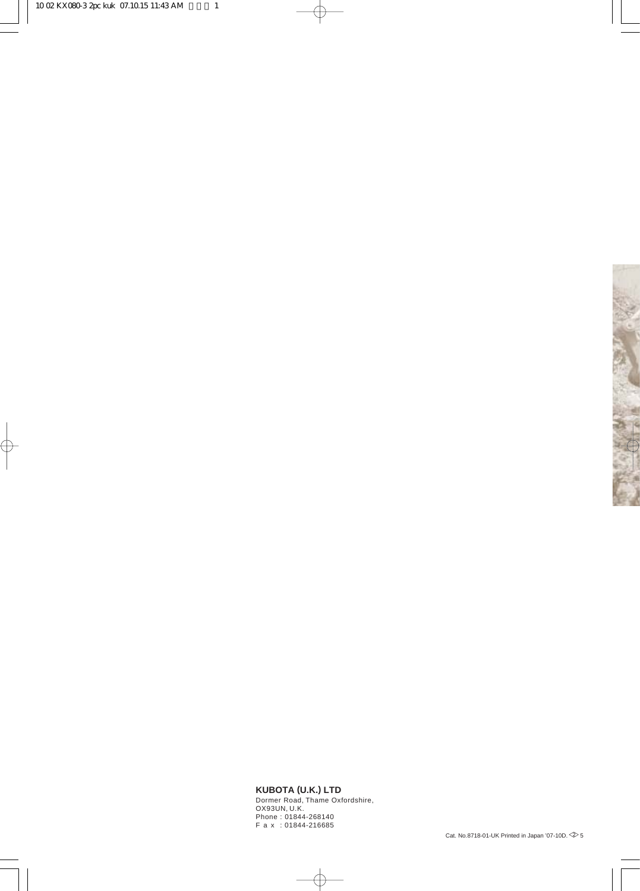**KUBOTA (U.K.) LTD**
Dormer Road, Thame Oxfordshire,
OX93UN, U.K.
Phone : 01844-268140
Fax : 01844-216685

Cat. No.8718-01-UK Printed in Japan '07-10D.